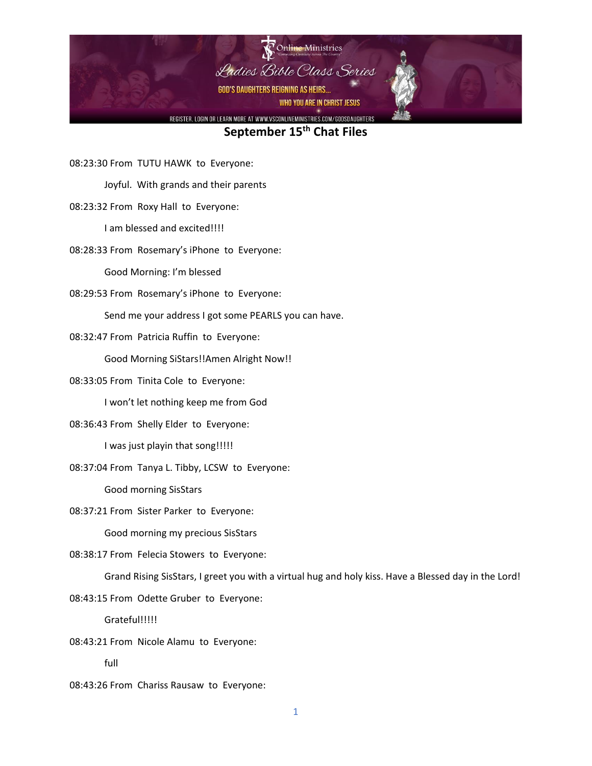# September 15th Chat Files

08:23:30 From TUTU HAWK to Everyone:

Joyful. With grands and their parents

08:23:32 From Roxy Hall to Everyone:

I am blessed and excited!!!!

08:28:33 From Rosemary's iPhone to Everyone:

Good Morning: I'm blessed

08:29:53 From Rosemary's iPhone to Everyone:

Send me your address I got some PEARLS you can have.

08:32:47 From Patricia Ruffin to Everyone:

Good Morning SiStars!!Amen Alright Now!!

08:33:05 From Tinita Cole to Everyone:

I won't let nothing keep me from God

08:36:43 From Shelly Elder to Everyone:

I was just playin that song!!!!!

08:37:04 From Tanya L. Tibby, LCSW to Everyone:

Good morning SisStars

08:37:21 From Sister Parker to Everyone:

Good morning my precious SisStars

08:38:17 From Felecia Stowers to Everyone:

Grand Rising SisStars, I greet you with a virtual hug and holy kiss. Have a Blessed day in the Lord!

08:43:15 From Odette Gruber to Everyone:

Grateful!!!!!

08:43:21 From Nicole Alamu to Everyone:

full

08:43:26 From Chariss Rausaw to Everyone: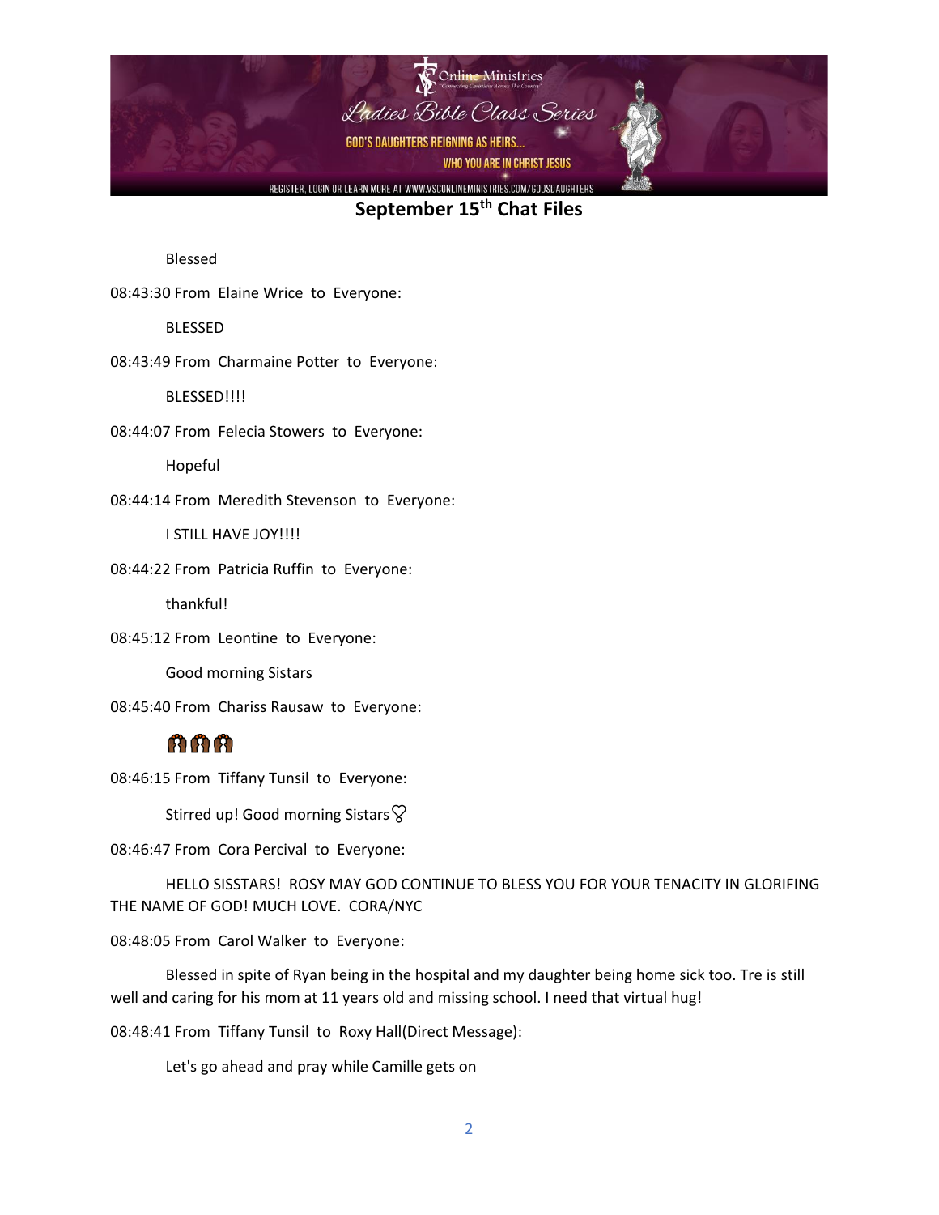# September 15th Chat Files

Blessed

08:43:30 From Elaine Wrice to Everyone:

BLESSED

08:43:49 From Charmaine Potter to Everyone:

BLESSED!!!!

08:44:07 From Felecia Stowers to Everyone:

Hopeful

08:44:14 From Meredith Stevenson to Everyone:

I STILL HAVE JOY!!!!

08:44:22 From Patricia Ruffin to Everyone:

thankful!

08:45:12 From Leontine to Everyone:

Good morning Sistars

08:45:40 From Chariss Rausaw to Everyone:

🙌🏾🙌🏾🙌🏾

08:46:15 From Tiffany Tunsil to Everyone:

Stirred up! Good morning Sistars♡

08:46:47 From Cora Percival to Everyone:

HELLO SISSTARS! ROSY MAY GOD CONTINUE TO BLESS YOU FOR YOUR TENACITY IN GLORIFING THE NAME OF GOD! MUCH LOVE. CORA/NYC

08:48:05 From Carol Walker to Everyone:

Blessed in spite of Ryan being in the hospital and my daughter being home sick too. Tre is still well and caring for his mom at 11 years old and missing school. I need that virtual hug!

08:48:41 From Tiffany Tunsil to Roxy Hall(Direct Message):

Let's go ahead and pray while Camille gets on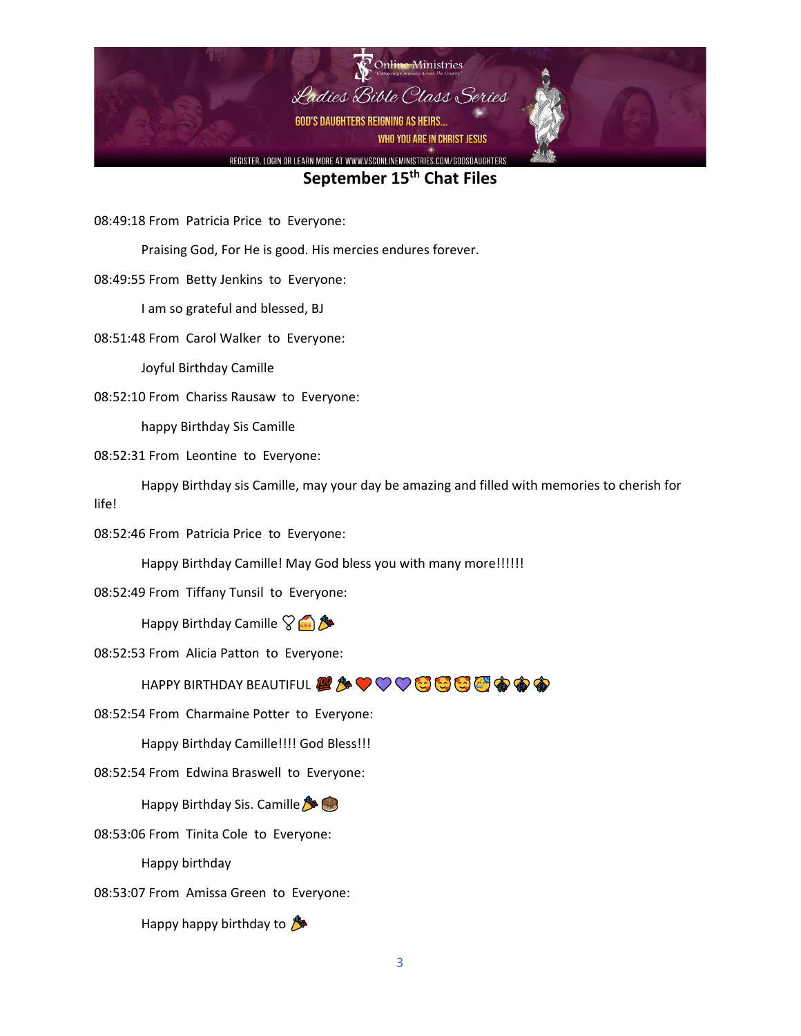**September 15th Chat Files**

08:49:18 From Patricia Price to Everyone:

Praising God, For He is good. His mercies endures forever.

08:49:55 From Betty Jenkins to Everyone:

I am so grateful and blessed, BJ

08:51:48 From Carol Walker to Everyone:

Joyful Birthday Camille

08:52:10 From Chariss Rausaw to Everyone:

happy Birthday Sis Camille

08:52:31 From Leontine to Everyone:

Happy Birthday sis Camille, may your day be amazing and filled with memories to cherish for life!

08:52:46 From Patricia Price to Everyone:

Happy Birthday Camille! May God bless you with many more!!!!!!

08:52:49 From Tiffany Tunsil to Everyone:

Happy Birthday Camille 🎈🍰🎉

08:52:53 From Alicia Patton to Everyone:

HAPPY BIRTHDAY BEAUTIFUL 💯🎉❤️💜💜🥰🥰🥰🥳⚜️⚜️⚜️

08:52:54 From Charmaine Potter to Everyone:

Happy Birthday Camille!!!! God Bless!!!

08:52:54 From Edwina Braswell to Everyone:

Happy Birthday Sis. Camille🎉🎂

08:53:06 From Tinita Cole to Everyone:

Happy birthday

08:53:07 From Amissa Green to Everyone:

Happy happy birthday to 🎉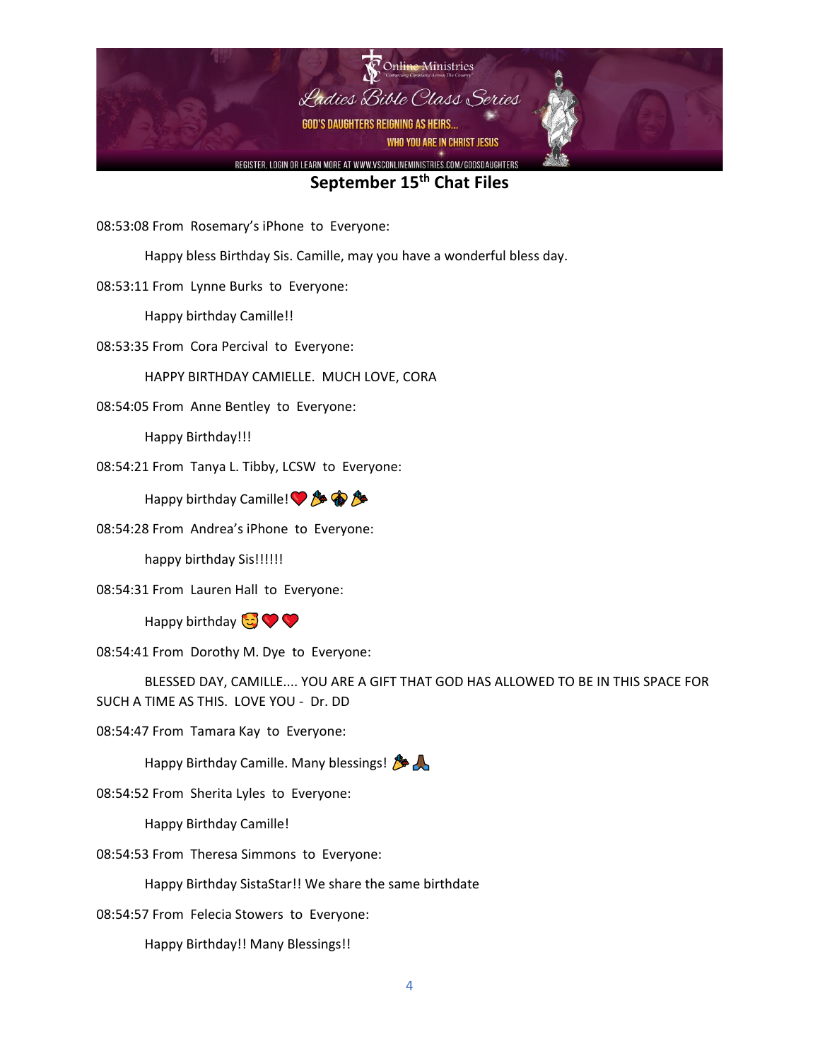## September 15th Chat Files

08:53:08 From Rosemary's iPhone to Everyone:

Happy bless Birthday Sis. Camille, may you have a wonderful bless day.

08:53:11 From Lynne Burks to Everyone:

Happy birthday Camille!!

08:53:35 From Cora Percival to Everyone:

HAPPY BIRTHDAY CAMIELLE. MUCH LOVE, CORA

08:54:05 From Anne Bentley to Everyone:

Happy Birthday!!!

08:54:21 From Tanya L. Tibby, LCSW to Everyone:

Happy birthday Camille!❤️🎉🎊🎉

08:54:28 From Andrea's iPhone to Everyone:

happy birthday Sis!!!!!!

08:54:31 From Lauren Hall to Everyone:

Happy birthday 🥰❤️❤️

08:54:41 From Dorothy M. Dye to Everyone:

BLESSED DAY, CAMILLE.... YOU ARE A GIFT THAT GOD HAS ALLOWED TO BE IN THIS SPACE FOR SUCH A TIME AS THIS. LOVE YOU - Dr. DD

08:54:47 From Tamara Kay to Everyone:

Happy Birthday Camille. Many blessings! 🎉🙏🏾

08:54:52 From Sherita Lyles to Everyone:

Happy Birthday Camille!

08:54:53 From Theresa Simmons to Everyone:

Happy Birthday SistaStar!! We share the same birthdate

08:54:57 From Felecia Stowers to Everyone:

Happy Birthday!! Many Blessings!!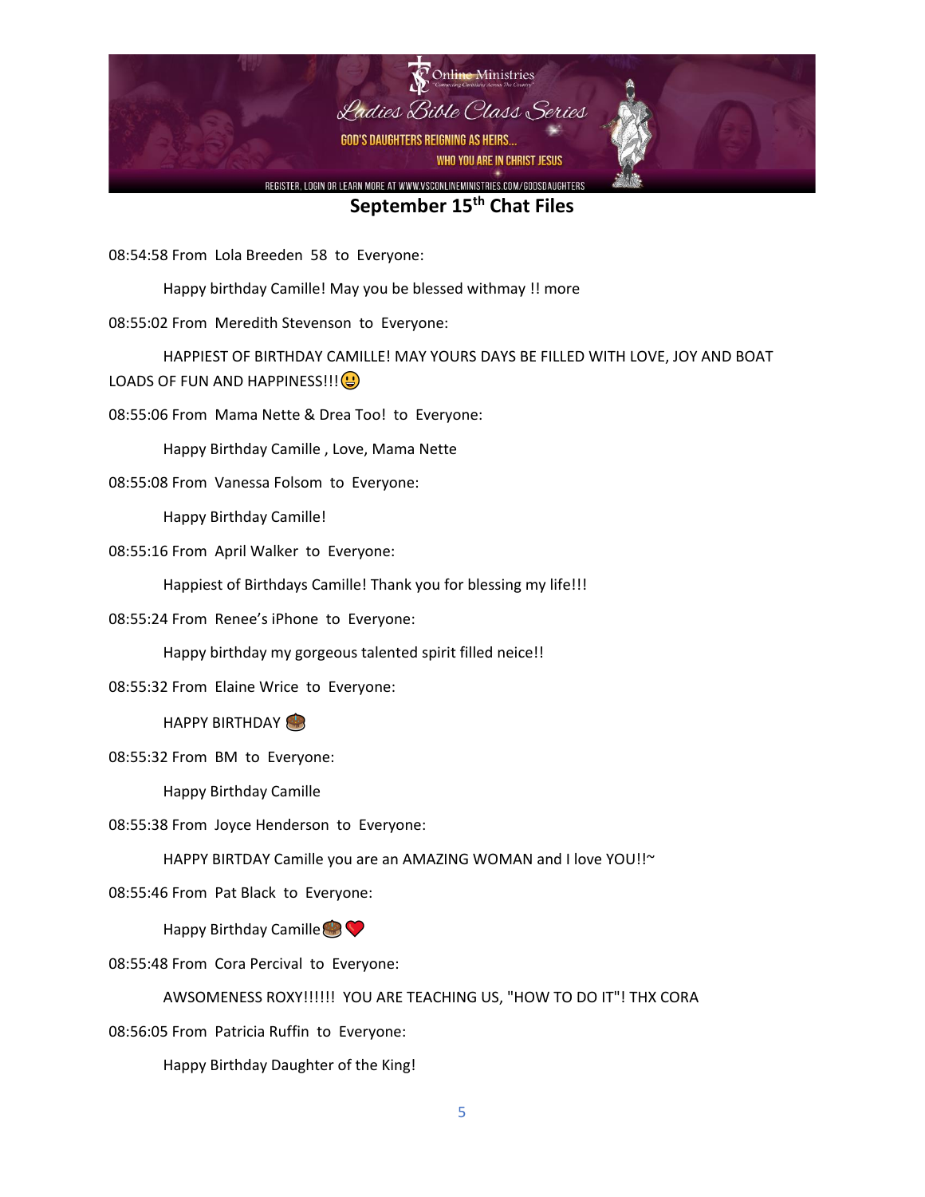## September 15th Chat Files

08:54:58 From Lola Breeden 58 to Everyone:

Happy birthday Camille! May you be blessed withmay !! more

08:55:02 From Meredith Stevenson to Everyone:

HAPPIEST OF BIRTHDAY CAMILLE! MAY YOURS DAYS BE FILLED WITH LOVE, JOY AND BOAT LOADS OF FUN AND HAPPINESS!!!😃

08:55:06 From Mama Nette & Drea Too! to Everyone:

Happy Birthday Camille , Love, Mama Nette

08:55:08 From Vanessa Folsom to Everyone:

Happy Birthday Camille!

08:55:16 From April Walker to Everyone:

Happiest of Birthdays Camille! Thank you for blessing my life!!!

08:55:24 From Renee's iPhone to Everyone:

Happy birthday my gorgeous talented spirit filled neice!!

08:55:32 From Elaine Wrice to Everyone:

HAPPY BIRTHDAY 🎂

08:55:32 From BM to Everyone:

Happy Birthday Camille

08:55:38 From Joyce Henderson to Everyone:

HAPPY BIRTDAY Camille you are an AMAZING WOMAN and I love YOU!!~

08:55:46 From Pat Black to Everyone:

Happy Birthday Camille🎂❤️

08:55:48 From Cora Percival to Everyone:

AWSOMENESS ROXY!!!!!! YOU ARE TEACHING US, "HOW TO DO IT"! THX CORA

08:56:05 From Patricia Ruffin to Everyone:

Happy Birthday Daughter of the King!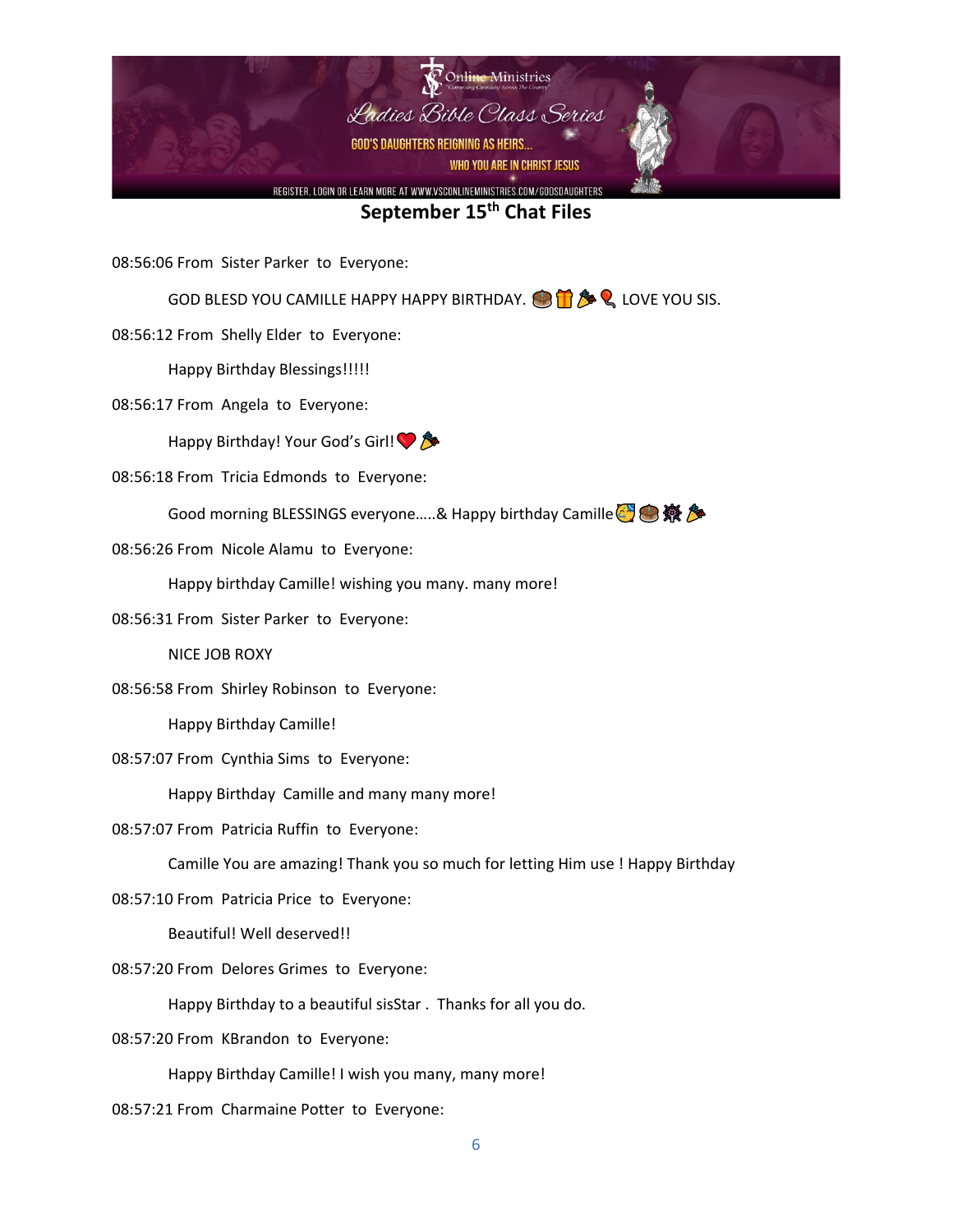**September 15th Chat Files**

08:56:06 From Sister Parker to Everyone:

GOD BLESD YOU CAMILLE HAPPY HAPPY BIRTHDAY. 🎂🎁🎉🎈 LOVE YOU SIS.

08:56:12 From Shelly Elder to Everyone:

Happy Birthday Blessings!!!!!

08:56:17 From Angela to Everyone:

Happy Birthday! Your God's Girl!❤️🎉

08:56:18 From Tricia Edmonds to Everyone:

Good morning BLESSINGS everyone…..& Happy birthday Camille🥳🎂🎆🎉

08:56:26 From Nicole Alamu to Everyone:

Happy birthday Camille! wishing you many. many more!

08:56:31 From Sister Parker to Everyone:

NICE JOB ROXY

08:56:58 From Shirley Robinson to Everyone:

Happy Birthday Camille!

08:57:07 From Cynthia Sims to Everyone:

Happy Birthday Camille and many many more!

08:57:07 From Patricia Ruffin to Everyone:

Camille You are amazing! Thank you so much for letting Him use ! Happy Birthday

08:57:10 From Patricia Price to Everyone:

Beautiful! Well deserved!!

08:57:20 From Delores Grimes to Everyone:

Happy Birthday to a beautiful sisStar . Thanks for all you do.

08:57:20 From KBrandon to Everyone:

Happy Birthday Camille! I wish you many, many more!

08:57:21 From Charmaine Potter to Everyone: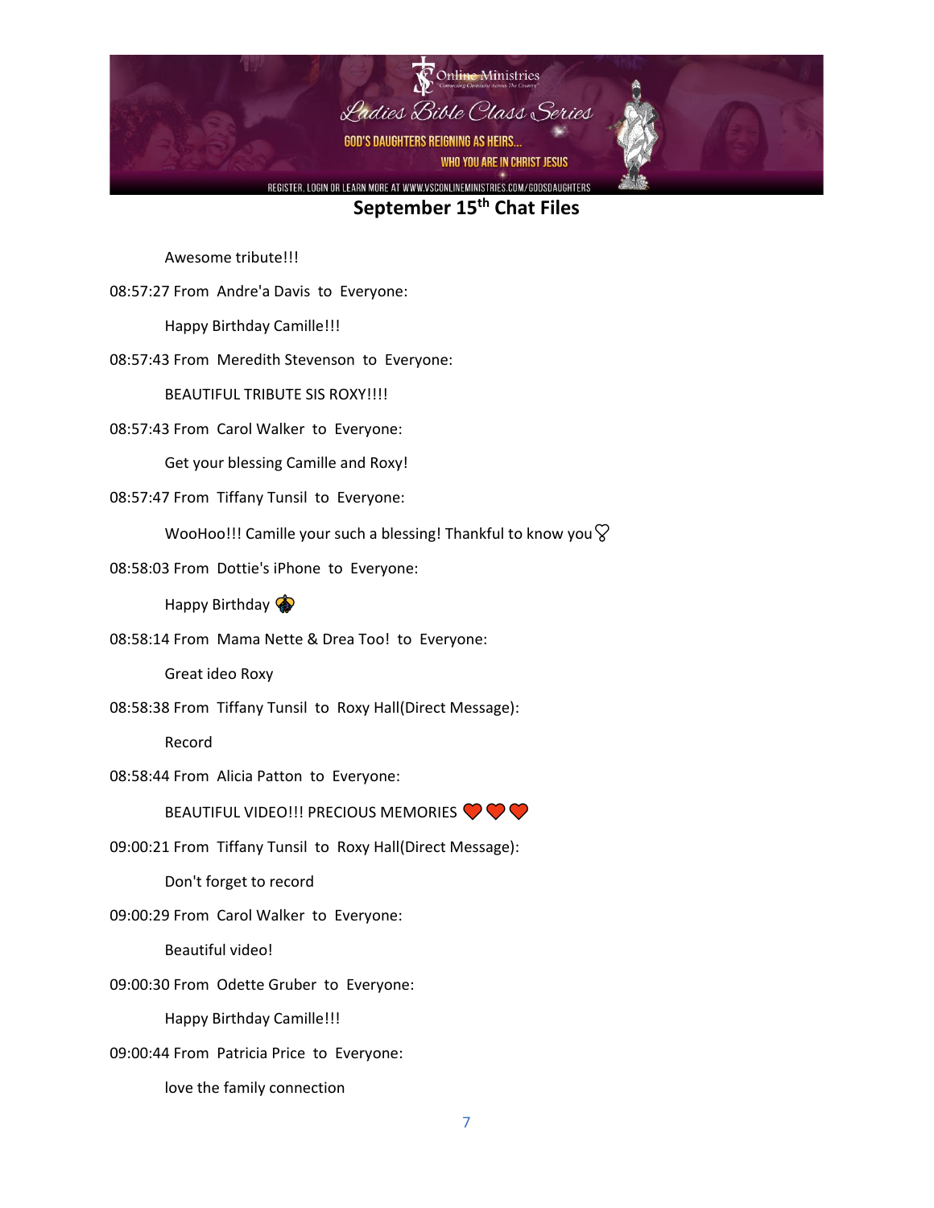## September 15th Chat Files

Awesome tribute!!!

08:57:27 From Andre'a Davis to Everyone:

Happy Birthday Camille!!!

08:57:43 From Meredith Stevenson to Everyone:

BEAUTIFUL TRIBUTE SIS ROXY!!!!

08:57:43 From Carol Walker to Everyone:

Get your blessing Camille and Roxy!

08:57:47 From Tiffany Tunsil to Everyone:

WooHoo!!! Camille your such a blessing! Thankful to know you 💗

08:58:03 From Dottie's iPhone to Everyone:

Happy Birthday ⚜️

08:58:14 From Mama Nette & Drea Too! to Everyone:

Great ideo Roxy

08:58:38 From Tiffany Tunsil to Roxy Hall(Direct Message):

Record

08:58:44 From Alicia Patton to Everyone:

BEAUTIFUL VIDEO!!! PRECIOUS MEMORIES ❤️❤️❤️

09:00:21 From Tiffany Tunsil to Roxy Hall(Direct Message):

Don't forget to record

09:00:29 From Carol Walker to Everyone:

Beautiful video!

09:00:30 From Odette Gruber to Everyone:

Happy Birthday Camille!!!

09:00:44 From Patricia Price to Everyone:

love the family connection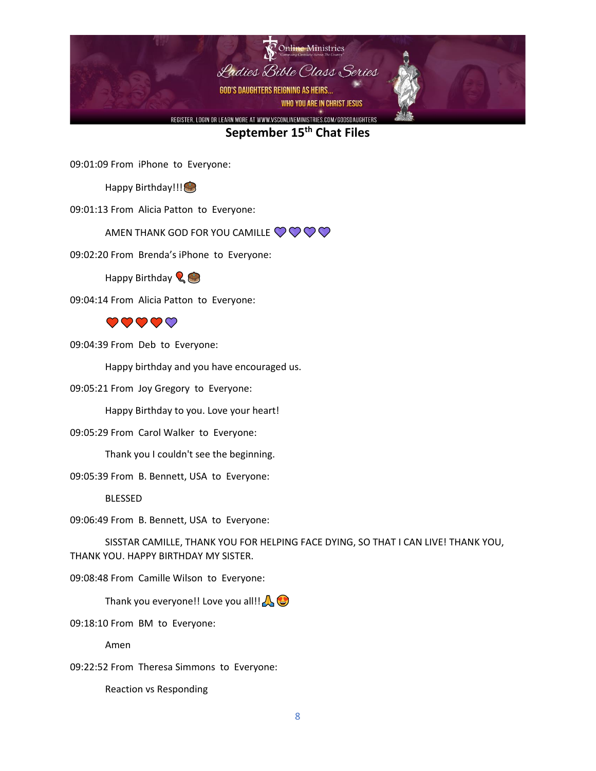## September 15th Chat Files

09:01:09 From iPhone to Everyone:

Happy Birthday!!!🎂

09:01:13 From Alicia Patton to Everyone:

AMEN THANK GOD FOR YOU CAMILLE 💜💜💜💜

09:02:20 From Brenda's iPhone to Everyone:

Happy Birthday 🎈🎂

09:04:14 From Alicia Patton to Everyone:

❤️❤️❤️❤️💜

09:04:39 From Deb to Everyone:

Happy birthday and you have encouraged us.

09:05:21 From Joy Gregory to Everyone:

Happy Birthday to you. Love your heart!

09:05:29 From Carol Walker to Everyone:

Thank you I couldn't see the beginning.

09:05:39 From B. Bennett, USA to Everyone:

BLESSED

09:06:49 From B. Bennett, USA to Everyone:

SISSTAR CAMILLE, THANK YOU FOR HELPING FACE DYING, SO THAT I CAN LIVE! THANK YOU, THANK YOU. HAPPY BIRTHDAY MY SISTER.

09:08:48 From Camille Wilson to Everyone:

Thank you everyone!! Love you all!!🙏😍

09:18:10 From BM to Everyone:

Amen

09:22:52 From Theresa Simmons to Everyone:

Reaction vs Responding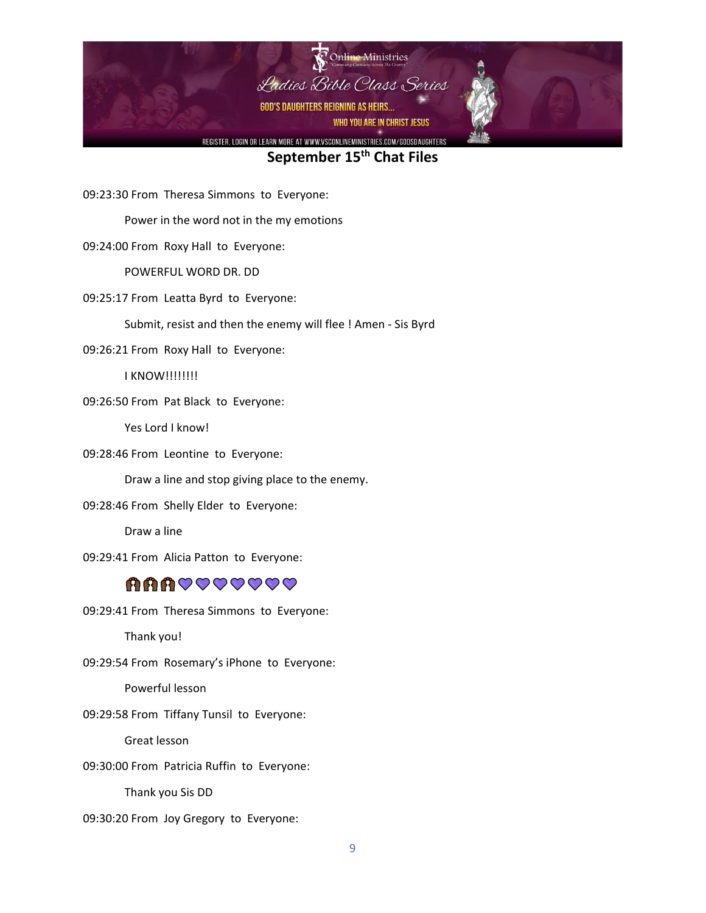## September 15th Chat Files

09:23:30 From Theresa Simmons to Everyone:

Power in the word not in the my emotions

09:24:00 From Roxy Hall to Everyone:

POWERFUL WORD DR. DD

09:25:17 From Leatta Byrd to Everyone:

Submit, resist and then the enemy will flee ! Amen - Sis Byrd

09:26:21 From Roxy Hall to Everyone:

I KNOW!!!!!!!!

09:26:50 From Pat Black to Everyone:

Yes Lord I know!

09:28:46 From Leontine to Everyone:

Draw a line and stop giving place to the enemy.

09:28:46 From Shelly Elder to Everyone:

Draw a line

09:29:41 From Alicia Patton to Everyone:

🙌🏾🙌🏾🙌🏾💜💜💜💜💜💜💜

09:29:41 From Theresa Simmons to Everyone:

Thank you!

09:29:54 From Rosemary's iPhone to Everyone:

Powerful lesson

09:29:58 From Tiffany Tunsil to Everyone:

Great lesson

09:30:00 From Patricia Ruffin to Everyone:

Thank you Sis DD

09:30:20 From Joy Gregory to Everyone: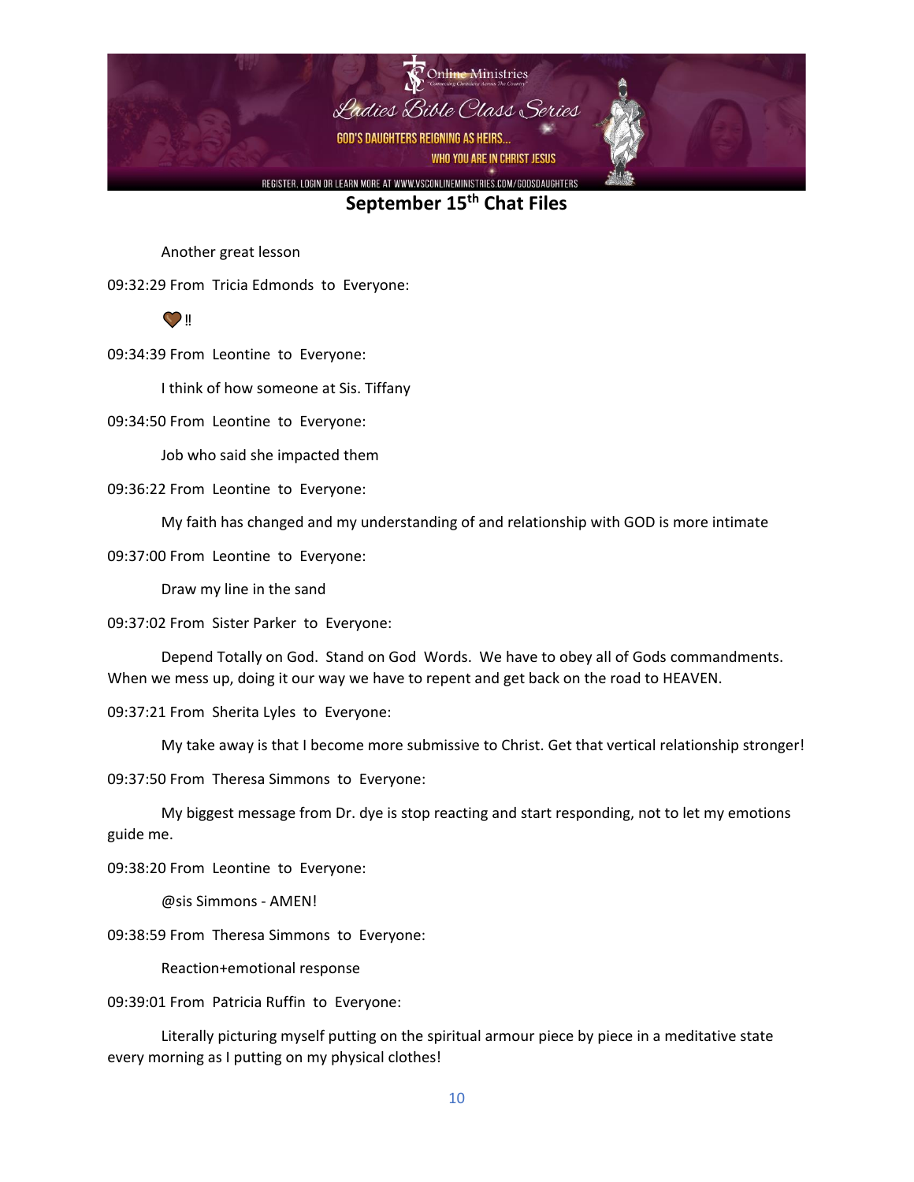## September 15th Chat Files

Another great lesson

09:32:29 From Tricia Edmonds to Everyone:

🤎‼

09:34:39 From Leontine to Everyone:

I think of how someone at Sis. Tiffany

09:34:50 From Leontine to Everyone:

Job who said she impacted them

09:36:22 From Leontine to Everyone:

My faith has changed and my understanding of and relationship with GOD is more intimate

09:37:00 From Leontine to Everyone:

Draw my line in the sand

09:37:02 From Sister Parker to Everyone:

Depend Totally on God. Stand on God Words. We have to obey all of Gods commandments. When we mess up, doing it our way we have to repent and get back on the road to HEAVEN.

09:37:21 From Sherita Lyles to Everyone:

My take away is that I become more submissive to Christ. Get that vertical relationship stronger!

09:37:50 From Theresa Simmons to Everyone:

My biggest message from Dr. dye is stop reacting and start responding, not to let my emotions guide me.

09:38:20 From Leontine to Everyone:

@sis Simmons - AMEN!

09:38:59 From Theresa Simmons to Everyone:

Reaction+emotional response

09:39:01 From Patricia Ruffin to Everyone:

Literally picturing myself putting on the spiritual armour piece by piece in a meditative state every morning as I putting on my physical clothes!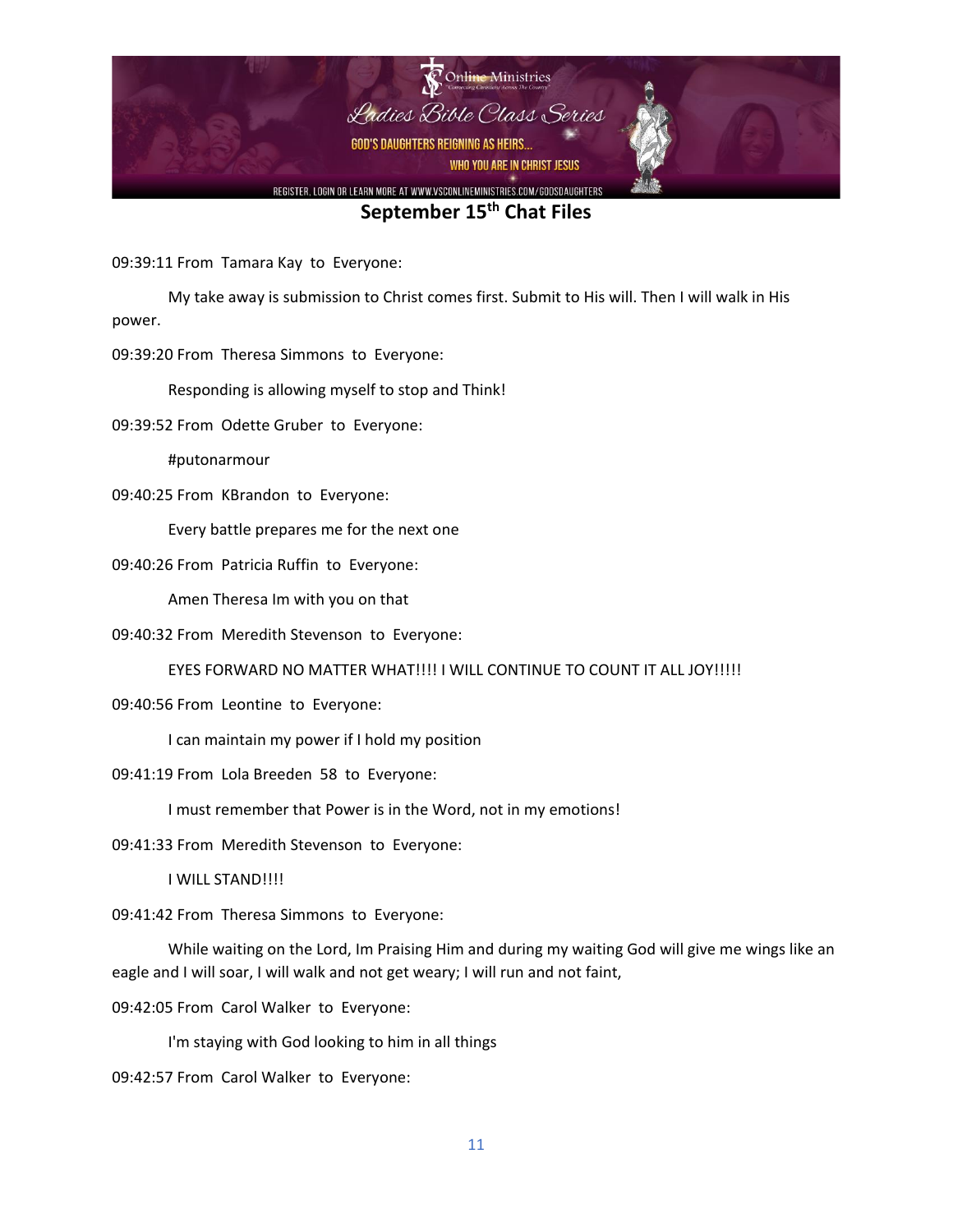## September 15th Chat Files

09:39:11 From Tamara Kay to Everyone:

My take away is submission to Christ comes first. Submit to His will. Then I will walk in His power.

09:39:20 From Theresa Simmons to Everyone:

Responding is allowing myself to stop and Think!

09:39:52 From Odette Gruber to Everyone:

#putonarmour

09:40:25 From KBrandon to Everyone:

Every battle prepares me for the next one

09:40:26 From Patricia Ruffin to Everyone:

Amen Theresa Im with you on that

09:40:32 From Meredith Stevenson to Everyone:

EYES FORWARD NO MATTER WHAT!!!! I WILL CONTINUE TO COUNT IT ALL JOY!!!!!

09:40:56 From Leontine to Everyone:

I can maintain my power if I hold my position

09:41:19 From Lola Breeden 58 to Everyone:

I must remember that Power is in the Word, not in my emotions!

09:41:33 From Meredith Stevenson to Everyone:

I WILL STAND!!!!

09:41:42 From Theresa Simmons to Everyone:

While waiting on the Lord, Im Praising Him and during my waiting God will give me wings like an eagle and I will soar, I will walk and not get weary; I will run and not faint,

09:42:05 From Carol Walker to Everyone:

I'm staying with God looking to him in all things

09:42:57 From Carol Walker to Everyone: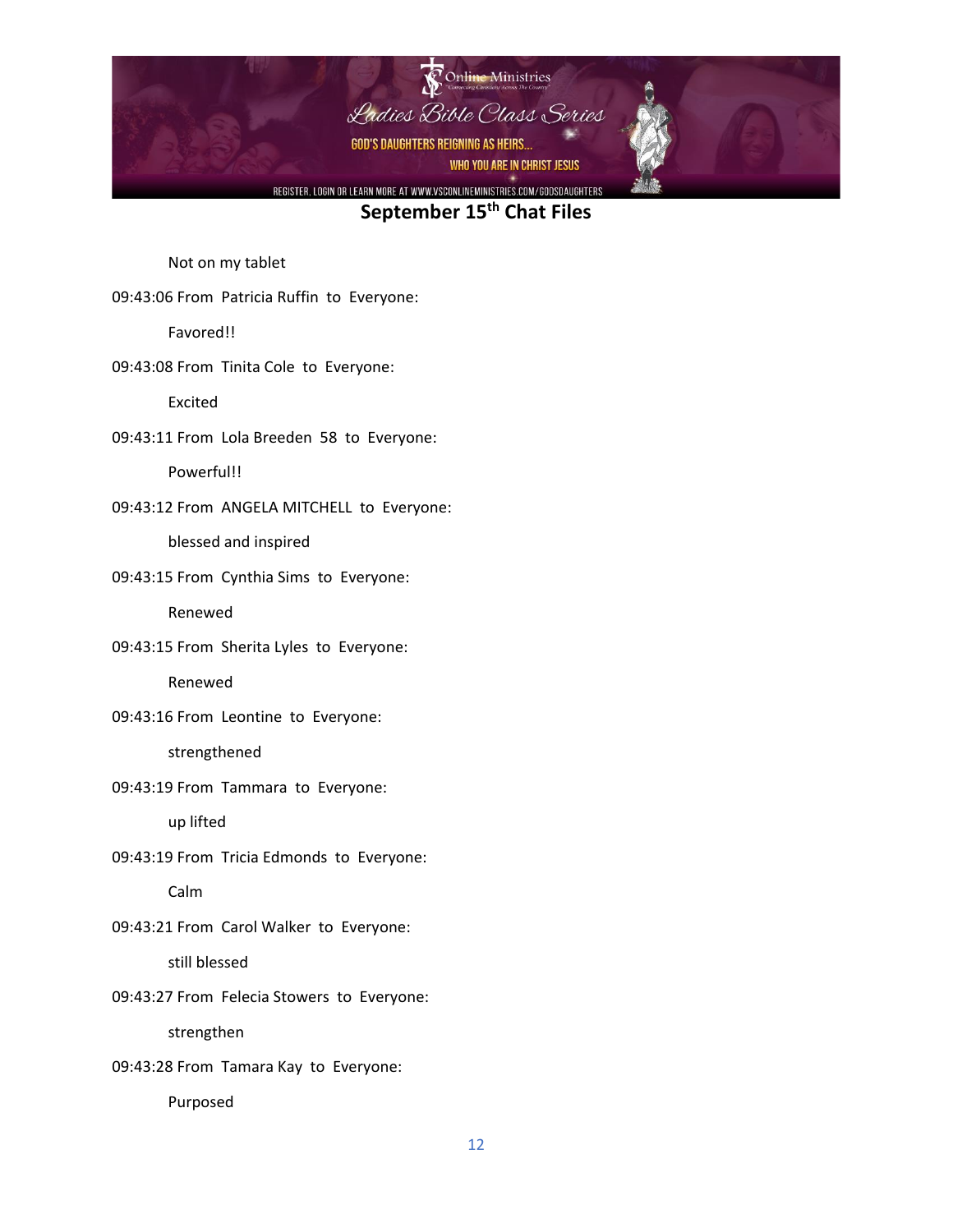**September 15th Chat Files**

Not on my tablet

09:43:06 From Patricia Ruffin to Everyone:

Favored!!

09:43:08 From Tinita Cole to Everyone:

Excited

09:43:11 From Lola Breeden 58 to Everyone:

Powerful!!

09:43:12 From ANGELA MITCHELL to Everyone:

blessed and inspired

09:43:15 From Cynthia Sims to Everyone:

Renewed

09:43:15 From Sherita Lyles to Everyone:

Renewed

09:43:16 From Leontine to Everyone:

strengthened

09:43:19 From Tammara to Everyone:

up lifted

09:43:19 From Tricia Edmonds to Everyone:

Calm

09:43:21 From Carol Walker to Everyone:

still blessed

09:43:27 From Felecia Stowers to Everyone:

strengthen

09:43:28 From Tamara Kay to Everyone:

Purposed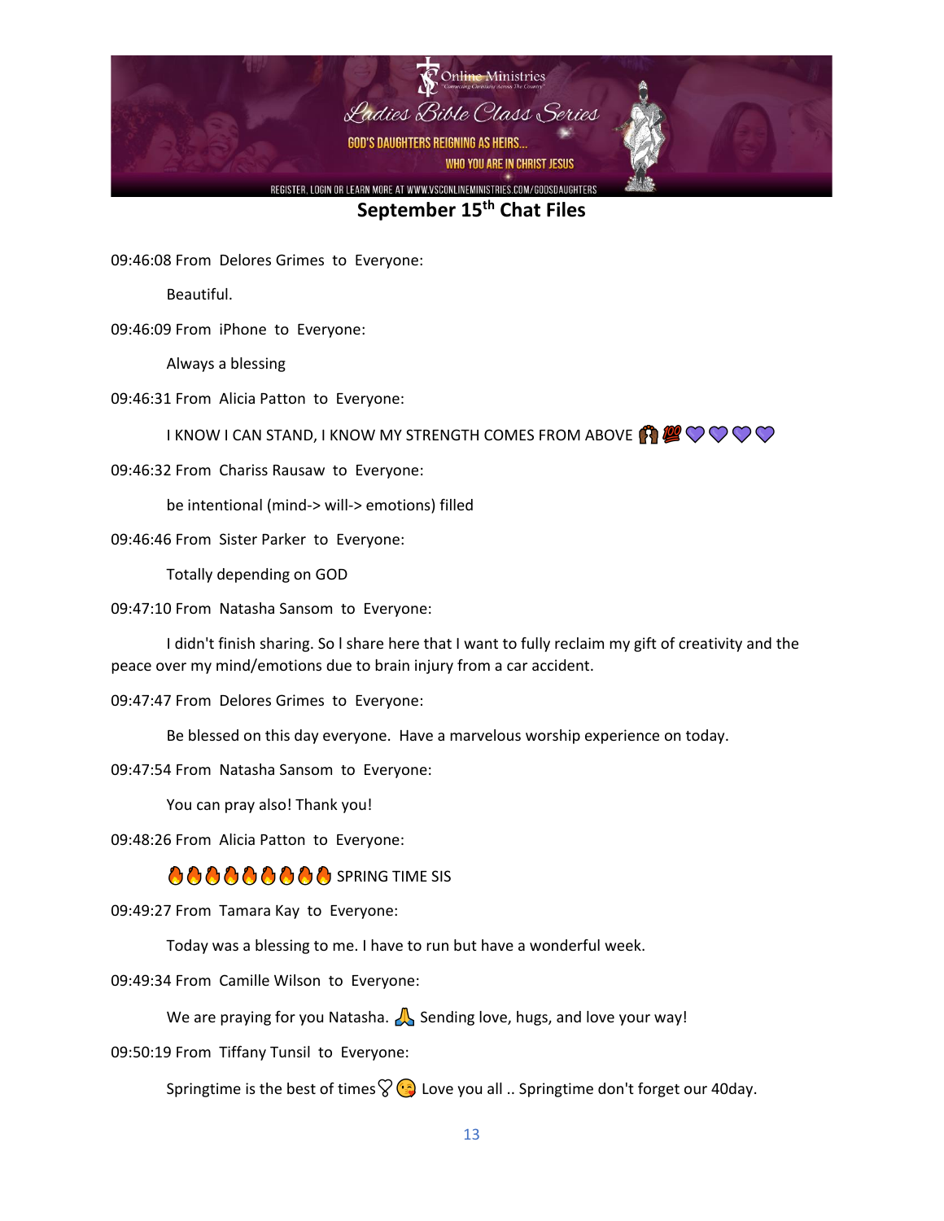## September 15th Chat Files

09:46:08 From Delores Grimes to Everyone:

Beautiful.

09:46:09 From iPhone to Everyone:

Always a blessing

09:46:31 From Alicia Patton to Everyone:

I KNOW I CAN STAND, I KNOW MY STRENGTH COMES FROM ABOVE 🙌🏾💯💜💜💜💜

09:46:32 From Chariss Rausaw to Everyone:

be intentional (mind-> will-> emotions) filled

09:46:46 From Sister Parker to Everyone:

Totally depending on GOD

09:47:10 From Natasha Sansom to Everyone:

I didn't finish sharing. So I share here that I want to fully reclaim my gift of creativity and the peace over my mind/emotions due to brain injury from a car accident.

09:47:47 From Delores Grimes to Everyone:

Be blessed on this day everyone. Have a marvelous worship experience on today.

09:47:54 From Natasha Sansom to Everyone:

You can pray also! Thank you!

09:48:26 From Alicia Patton to Everyone:

🔥🔥🔥🔥🔥🔥🔥🔥🔥 SPRING TIME SIS

09:49:27 From Tamara Kay to Everyone:

Today was a blessing to me. I have to run but have a wonderful week.

09:49:34 From Camille Wilson to Everyone:

We are praying for you Natasha. 🙏 Sending love, hugs, and love your way!

09:50:19 From Tiffany Tunsil to Everyone:

Springtime is the best of times♡😘 Love you all .. Springtime don't forget our 40day.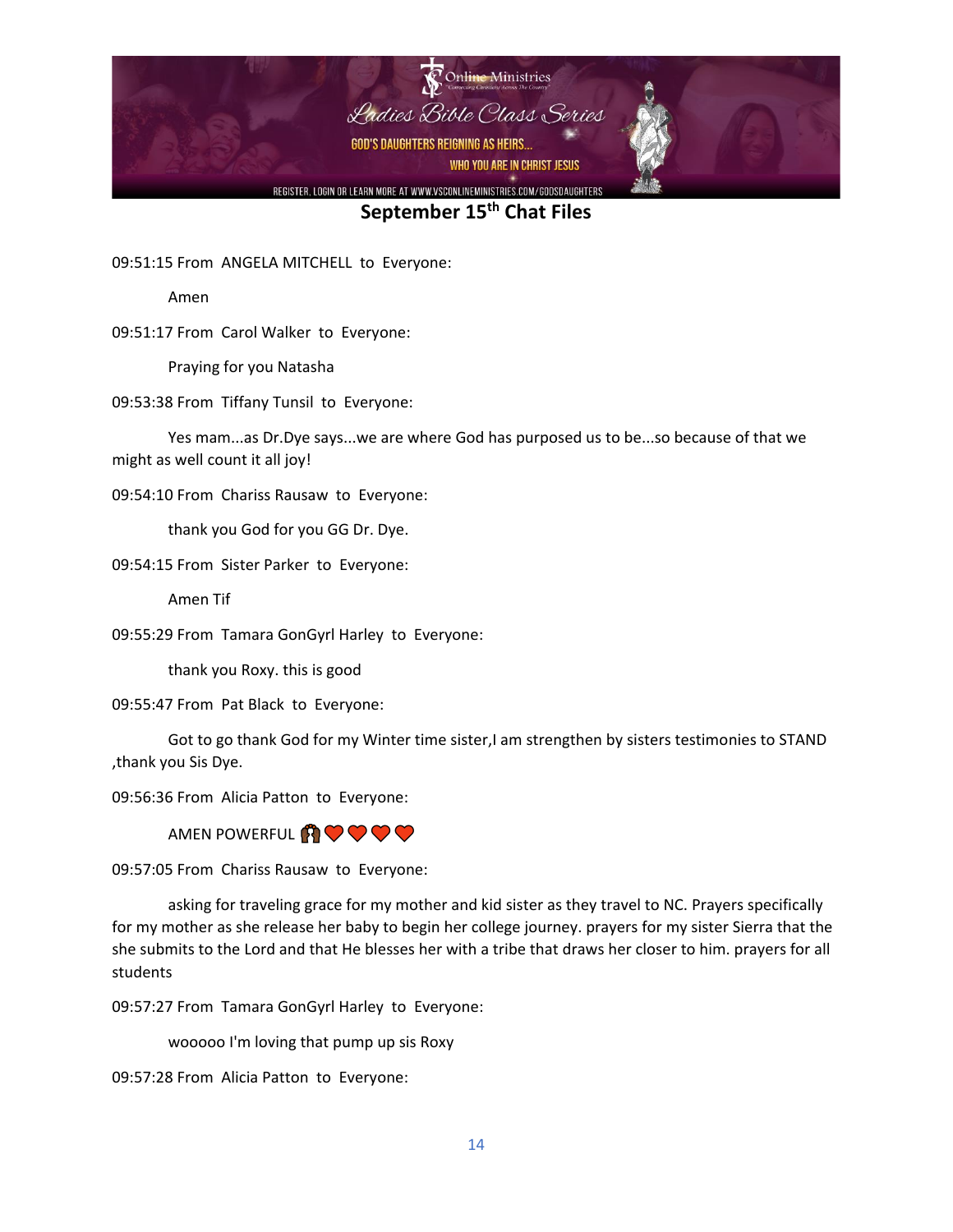## September 15th Chat Files

09:51:15 From ANGELA MITCHELL to Everyone:

Amen

09:51:17 From Carol Walker to Everyone:

Praying for you Natasha

09:53:38 From Tiffany Tunsil to Everyone:

Yes mam...as Dr.Dye says...we are where God has purposed us to be...so because of that we might as well count it all joy!

09:54:10 From Chariss Rausaw to Everyone:

thank you God for you GG Dr. Dye.

09:54:15 From Sister Parker to Everyone:

Amen Tif

09:55:29 From Tamara GonGyrl Harley to Everyone:

thank you Roxy. this is good

09:55:47 From Pat Black to Everyone:

Got to go thank God for my Winter time sister,I am strengthen by sisters testimonies to STAND ,thank you Sis Dye.

09:56:36 From Alicia Patton to Everyone:

AMEN POWERFUL 🙌🏾❤️❤️❤️❤️

09:57:05 From Chariss Rausaw to Everyone:

asking for traveling grace for my mother and kid sister as they travel to NC. Prayers specifically for my mother as she release her baby to begin her college journey. prayers for my sister Sierra that the she submits to the Lord and that He blesses her with a tribe that draws her closer to him. prayers for all students

09:57:27 From Tamara GonGyrl Harley to Everyone:

wooooo I'm loving that pump up sis Roxy

09:57:28 From Alicia Patton to Everyone: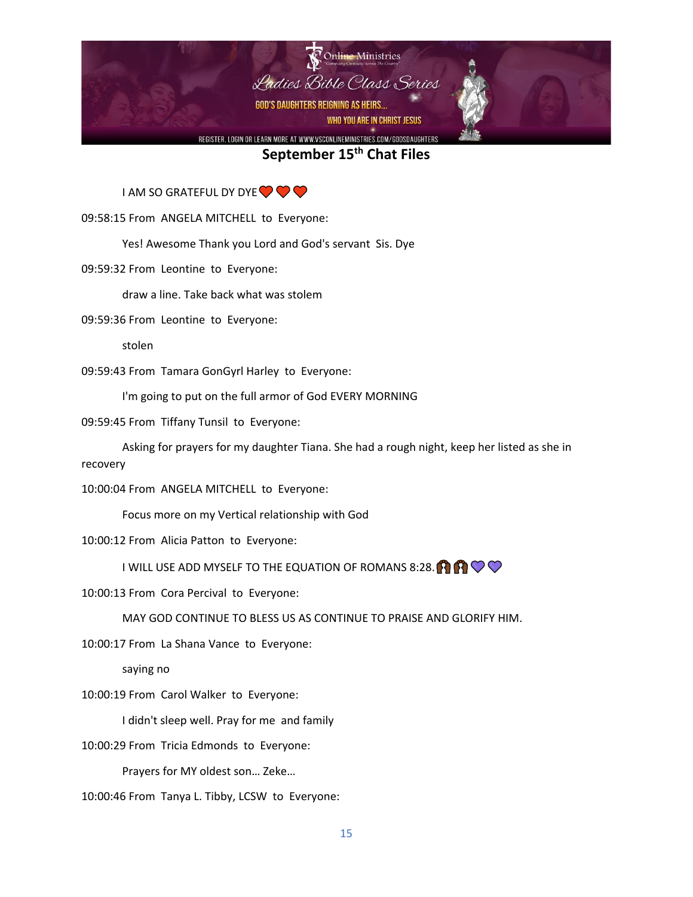## September 15th Chat Files

I AM SO GRATEFUL DY DYE❤️ ❤️ ❤️

09:58:15 From ANGELA MITCHELL to Everyone:

Yes! Awesome Thank you Lord and God's servant Sis. Dye

09:59:32 From Leontine to Everyone:

draw a line. Take back what was stolem

09:59:36 From Leontine to Everyone:

stolen

09:59:43 From Tamara GonGyrl Harley to Everyone:

I'm going to put on the full armor of God EVERY MORNING

09:59:45 From Tiffany Tunsil to Everyone:

Asking for prayers for my daughter Tiana. She had a rough night, keep her listed as she in recovery

10:00:04 From ANGELA MITCHELL to Everyone:

Focus more on my Vertical relationship with God

10:00:12 From Alicia Patton to Everyone:

I WILL USE ADD MYSELF TO THE EQUATION OF ROMANS 8:28.🙌🏾 🙌🏾 💜 💜

10:00:13 From Cora Percival to Everyone:

MAY GOD CONTINUE TO BLESS US AS CONTINUE TO PRAISE AND GLORIFY HIM.

10:00:17 From La Shana Vance to Everyone:

saying no

10:00:19 From Carol Walker to Everyone:

I didn't sleep well. Pray for me and family

10:00:29 From Tricia Edmonds to Everyone:

Prayers for MY oldest son… Zeke…

10:00:46 From Tanya L. Tibby, LCSW to Everyone: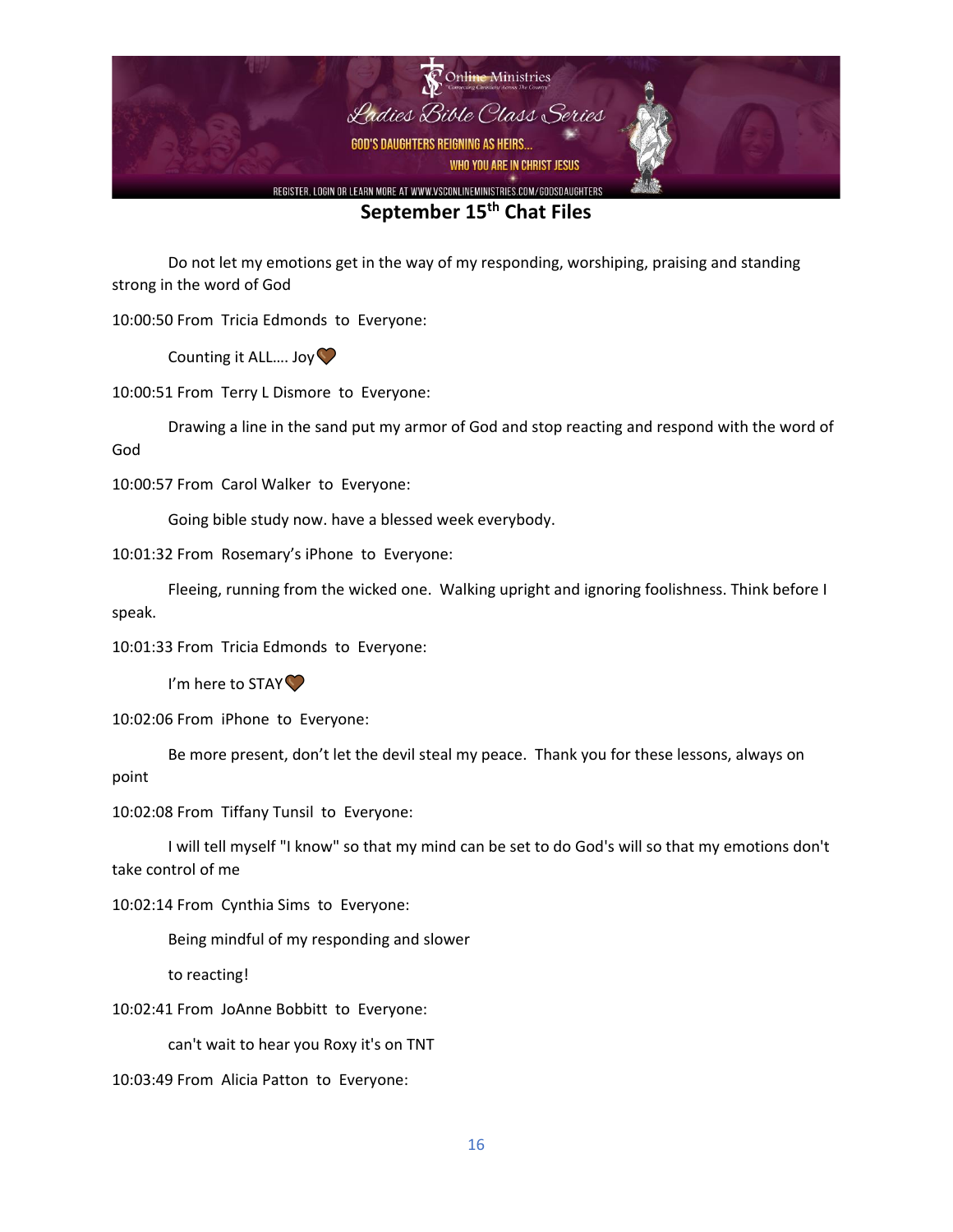## September 15th Chat Files

Do not let my emotions get in the way of my responding, worshiping, praising and standing strong in the word of God

10:00:50 From Tricia Edmonds to Everyone:

Counting it ALL…. Joy🤎

10:00:51 From Terry L Dismore to Everyone:

Drawing a line in the sand put my armor of God and stop reacting and respond with the word of God

10:00:57 From Carol Walker to Everyone:

Going bible study now. have a blessed week everybody.

10:01:32 From Rosemary's iPhone to Everyone:

Fleeing, running from the wicked one. Walking upright and ignoring foolishness. Think before I speak.

10:01:33 From Tricia Edmonds to Everyone:

I'm here to STAY🤎

10:02:06 From iPhone to Everyone:

Be more present, don't let the devil steal my peace. Thank you for these lessons, always on point

10:02:08 From Tiffany Tunsil to Everyone:

I will tell myself "I know" so that my mind can be set to do God's will so that my emotions don't take control of me

10:02:14 From Cynthia Sims to Everyone:

Being mindful of my responding and slower

to reacting!

10:02:41 From JoAnne Bobbitt to Everyone:

can't wait to hear you Roxy it's on TNT

10:03:49 From Alicia Patton to Everyone: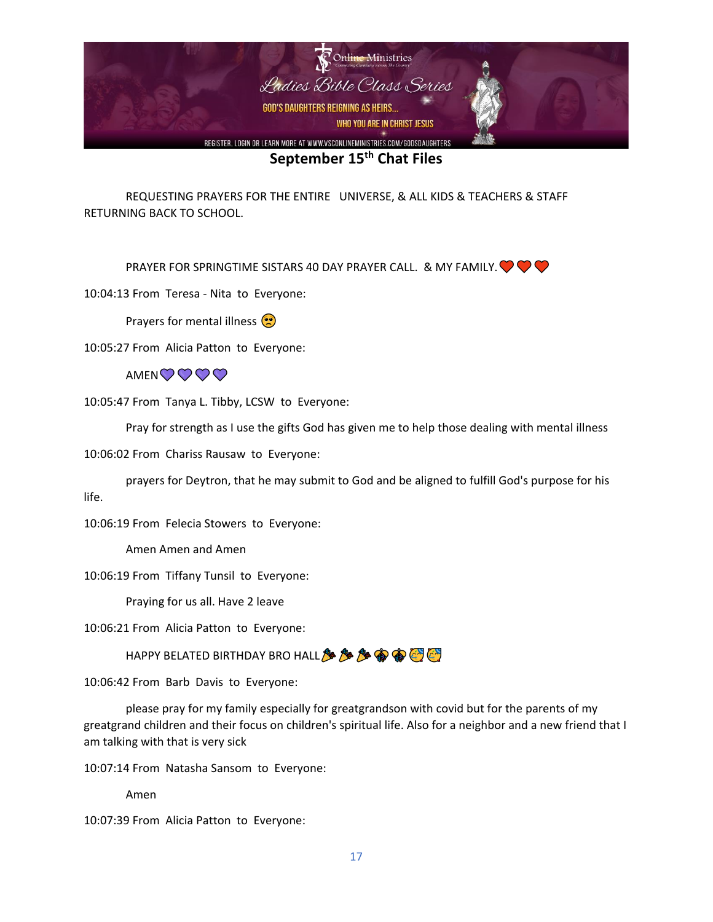**September 15th Chat Files**

REQUESTING PRAYERS FOR THE ENTIRE UNIVERSE, & ALL KIDS & TEACHERS & STAFF RETURNING BACK TO SCHOOL.

PRAYER FOR SPRINGTIME SISTARS 40 DAY PRAYER CALL. & MY FAMILY.❤️❤️❤️

10:04:13 From Teresa - Nita to Everyone:

Prayers for mental illness 😟

10:05:27 From Alicia Patton to Everyone:

AMEN💜💜💜💜

10:05:47 From Tanya L. Tibby, LCSW to Everyone:

Pray for strength as I use the gifts God has given me to help those dealing with mental illness

10:06:02 From Chariss Rausaw to Everyone:

prayers for Deytron, that he may submit to God and be aligned to fulfill God's purpose for his life.

10:06:19 From Felecia Stowers to Everyone:

Amen Amen and Amen

10:06:19 From Tiffany Tunsil to Everyone:

Praying for us all. Have 2 leave

10:06:21 From Alicia Patton to Everyone:

HAPPY BELATED BIRTHDAY BRO HALL🎉🎉🎉🎊🎊🥳🥳

10:06:42 From Barb Davis to Everyone:

please pray for my family especially for greatgrandson with covid but for the parents of my greatgrand children and their focus on children's spiritual life. Also for a neighbor and a new friend that I am talking with that is very sick

10:07:14 From Natasha Sansom to Everyone:

Amen

10:07:39 From Alicia Patton to Everyone: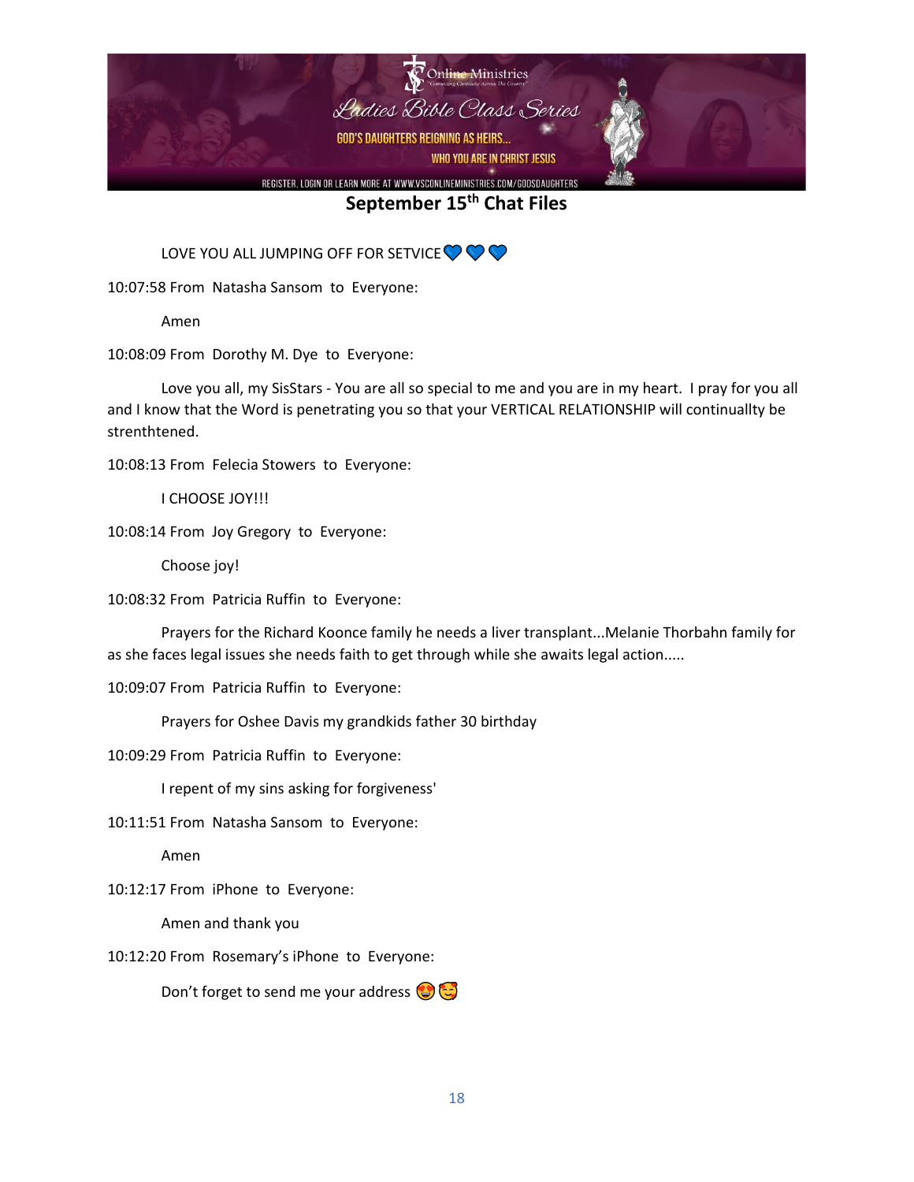## September 15th Chat Files

LOVE YOU ALL JUMPING OFF FOR SETVICE 💙 💙 💙

10:07:58 From Natasha Sansom to Everyone:

Amen

10:08:09 From Dorothy M. Dye to Everyone:

Love you all, my SisStars - You are all so special to me and you are in my heart. I pray for you all and I know that the Word is penetrating you so that your VERTICAL RELATIONSHIP will continuallty be strenthtened.

10:08:13 From Felecia Stowers to Everyone:

I CHOOSE JOY!!!

10:08:14 From Joy Gregory to Everyone:

Choose joy!

10:08:32 From Patricia Ruffin to Everyone:

Prayers for the Richard Koonce family he needs a liver transplant...Melanie Thorbahn family for as she faces legal issues she needs faith to get through while she awaits legal action.....

10:09:07 From Patricia Ruffin to Everyone:

Prayers for Oshee Davis my grandkids father 30 birthday

10:09:29 From Patricia Ruffin to Everyone:

I repent of my sins asking for forgiveness'

10:11:51 From Natasha Sansom to Everyone:

Amen

10:12:17 From iPhone to Everyone:

Amen and thank you

10:12:20 From Rosemary's iPhone to Everyone:

Don't forget to send me your address 😍 🥰